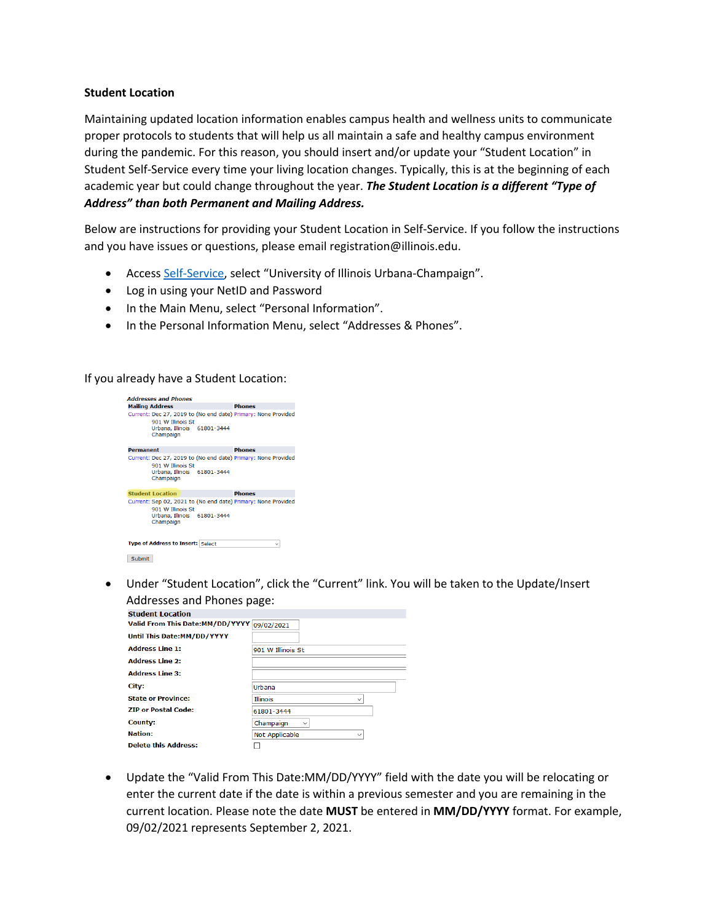**Student Location**

Maintaining updated location information enables campus health and wellness units to communicate proper protocols to students that will help us all maintain a safe and healthy campus environment during the pandemic. For this reason, you should insert and/or update your "Student Location" in Student Self-Service every time your living location changes. Typically, this is at the beginning of each academic year but could change throughout the year. ***The Student Location is a different "Type of Address" than both Permanent and Mailing Address.***

Below are instructions for providing your Student Location in Self-Service. If you follow the instructions and you have issues or questions, please email registration@illinois.edu.

- Access Self-Service, select "University of Illinois Urbana-Champaign".
- Log in using your NetID and Password
- In the Main Menu, select "Personal Information".
- In the Personal Information Menu, select "Addresses & Phones".

If you already have a Student Location:

*Addresses and Phones*

| Mailing Address | Phones |
| --- | --- |
| Current: Dec 27, 2019 to (No end date)<br>901 W Illinois St<br>Urbana, Illinois 61801-3444<br>Champaign | Primary: None Provided |

| Permanent | Phones |
| --- | --- |
| Current: Dec 27, 2019 to (No end date)<br>901 W Illinois St<br>Urbana, Illinois 61801-3444<br>Champaign | Primary: None Provided |

| Student Location | Phones |
| --- | --- |
| Current: Sep 02, 2021 to (No end date)<br>901 W Illinois St<br>Urbana, Illinois 61801-3444<br>Champaign | Primary: None Provided |

Type of Address to Insert: Select

Submit

- Under "Student Location", click the "Current" link. You will be taken to the Update/Insert Addresses and Phones page:

| Student Location | |
| --- | --- |
| Valid From This Date:MM/DD/YYYY | 09/02/2021 |
| Until This Date:MM/DD/YYYY | |
| Address Line 1: | 901 W Illinois St |
| Address Line 2: | |
| Address Line 3: | |
| City: | Urbana |
| State or Province: | Illinois |
| ZIP or Postal Code: | 61801-3444 |
| County: | Champaign |
| Nation: | Not Applicable |
| Delete this Address: | ☐ |

- Update the "Valid From This Date:MM/DD/YYYY" field with the date you will be relocating or enter the current date if the date is within a previous semester and you are remaining in the current location. Please note the date **MUST** be entered in **MM/DD/YYYY** format. For example, 09/02/2021 represents September 2, 2021.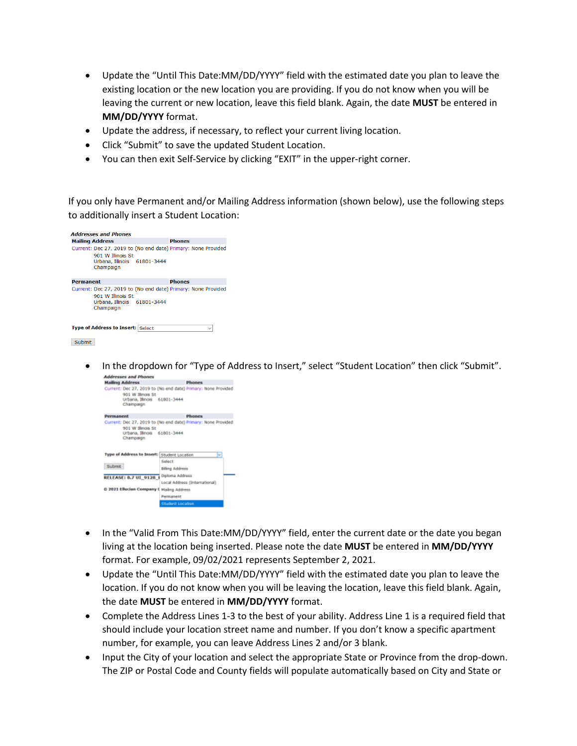- Update the "Until This Date:MM/DD/YYYY" field with the estimated date you plan to leave the existing location or the new location you are providing. If you do not know when you will be leaving the current or new location, leave this field blank. Again, the date **MUST** be entered in **MM/DD/YYYY** format.
- Update the address, if necessary, to reflect your current living location.
- Click "Submit" to save the updated Student Location.
- You can then exit Self-Service by clicking "EXIT" in the upper-right corner.

If you only have Permanent and/or Mailing Address information (shown below), use the following steps to additionally insert a Student Location:

*Addresses and Phones*

| Mailing Address | Phones |
|---|---|
| Current: Dec 27, 2019 to (No end date) | Primary: None Provided |
| 901 W Illinois St<br>Urbana, Illinois 61801-3444<br>Champaign | |

| Permanent | Phones |
|---|---|
| Current: Dec 27, 2019 to (No end date) | Primary: None Provided |
| 901 W Illinois St<br>Urbana, Illinois 61801-3444<br>Champaign | |

**Type of Address to Insert:** Select

Submit

- In the dropdown for "Type of Address to Insert," select "Student Location" then click "Submit".

*Addresses and Phones*

| Mailing Address | Phones |
|---|---|
| Current: Dec 27, 2019 to (No end date) | Primary: None Provided |
| 901 W Illinois St<br>Urbana, Illinois 61801-3444<br>Champaign | |

| Permanent | Phones |
|---|---|
| Current: Dec 27, 2019 to (No end date) | Primary: None Provided |
| 901 W Illinois St<br>Urbana, Illinois 61801-3444<br>Champaign | |

**Type of Address to Insert:** Student Location
- Select
- Billing Address
- Diploma Address
- Local Address (International)
- Mailing Address
- Permanent
- Student Location

Submit

RELEASE: 8.7 UI_9128_I

© 2021 Ellucian Company L

- In the "Valid From This Date:MM/DD/YYYY" field, enter the current date or the date you began living at the location being inserted. Please note the date **MUST** be entered in **MM/DD/YYYY** format. For example, 09/02/2021 represents September 2, 2021.
- Update the "Until This Date:MM/DD/YYYY" field with the estimated date you plan to leave the location. If you do not know when you will be leaving the location, leave this field blank. Again, the date **MUST** be entered in **MM/DD/YYYY** format.
- Complete the Address Lines 1-3 to the best of your ability. Address Line 1 is a required field that should include your location street name and number. If you don't know a specific apartment number, for example, you can leave Address Lines 2 and/or 3 blank.
- Input the City of your location and select the appropriate State or Province from the drop-down. The ZIP or Postal Code and County fields will populate automatically based on City and State or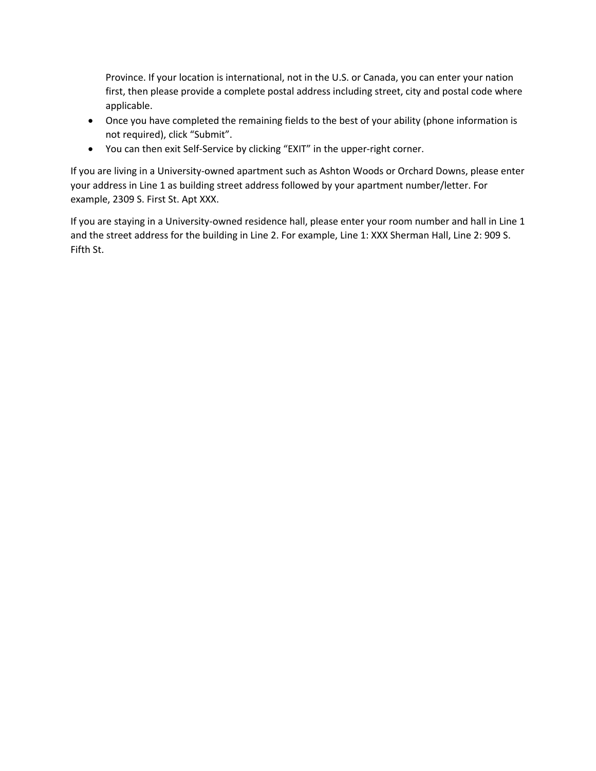Province. If your location is international, not in the U.S. or Canada, you can enter your nation first, then please provide a complete postal address including street, city and postal code where applicable.

- Once you have completed the remaining fields to the best of your ability (phone information is not required), click “Submit”.
- You can then exit Self-Service by clicking “EXIT” in the upper-right corner.

If you are living in a University-owned apartment such as Ashton Woods or Orchard Downs, please enter your address in Line 1 as building street address followed by your apartment number/letter. For example, 2309 S. First St. Apt XXX.

If you are staying in a University-owned residence hall, please enter your room number and hall in Line 1 and the street address for the building in Line 2. For example, Line 1: XXX Sherman Hall, Line 2: 909 S. Fifth St.